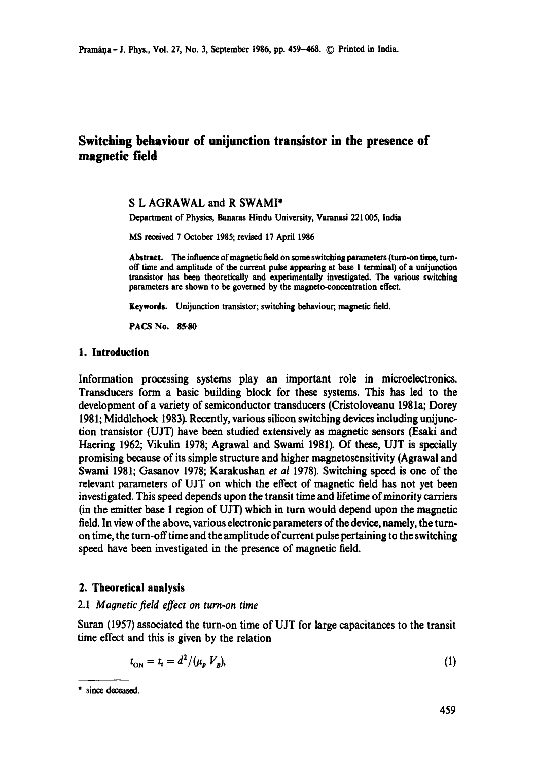# Switching behaviour of unijunction transistor in the presence of magnetic field

S L AGRAWAL and R SWAMI*

Department of Physics, Banaras Hindu University, Varanasi 221 005, India

MS received 7 October 1985; revised 17 April 1986

**Abstract.** The influence of magnetic field on some switching parameters (turn-on time, turn-off time and amplitude of the current pulse appearing at base 1 terminal) of a unijunction transistor has been theoretically and experimentally investigated. The various switching parameters are shown to be governed by the magneto-concentration effect.

**Keywords.** Unijunction transistor; switching behaviour; magnetic field.

**PACS No.** 85·80

## 1. Introduction

Information processing systems play an important role in microelectronics. Transducers form a basic building block for these systems. This has led to the development of a variety of semiconductor transducers (Cristoloveanu 1981a; Dorey 1981; Middlehoek 1983). Recently, various silicon switching devices including unijunction transistor (UJT) have been studied extensively as magnetic sensors (Esaki and Haering 1962; Vikulin 1978; Agrawal and Swami 1981). Of these, UJT is specially promising because of its simple structure and higher magnetosensitivity (Agrawal and Swami 1981; Gasanov 1978; Karakushan *et al* 1978). Switching speed is one of the relevant parameters of UJT on which the effect of magnetic field has not yet been investigated. This speed depends upon the transit time and lifetime of minority carriers (in the emitter base 1 region of UJT) which in turn would depend upon the magnetic field. In view of the above, various electronic parameters of the device, namely, the turn-on time, the turn-off time and the amplitude of current pulse pertaining to the switching speed have been investigated in the presence of magnetic field.

## 2. Theoretical analysis

### 2.1 *Magnetic field effect on turn-on time*

Suran (1957) associated the turn-on time of UJT for large capacitances to the transit time effect and this is given by the relation

$$t_{ON} = t_t = d^2/(\mu_p V_B), \tag{1}$$

* since deceased.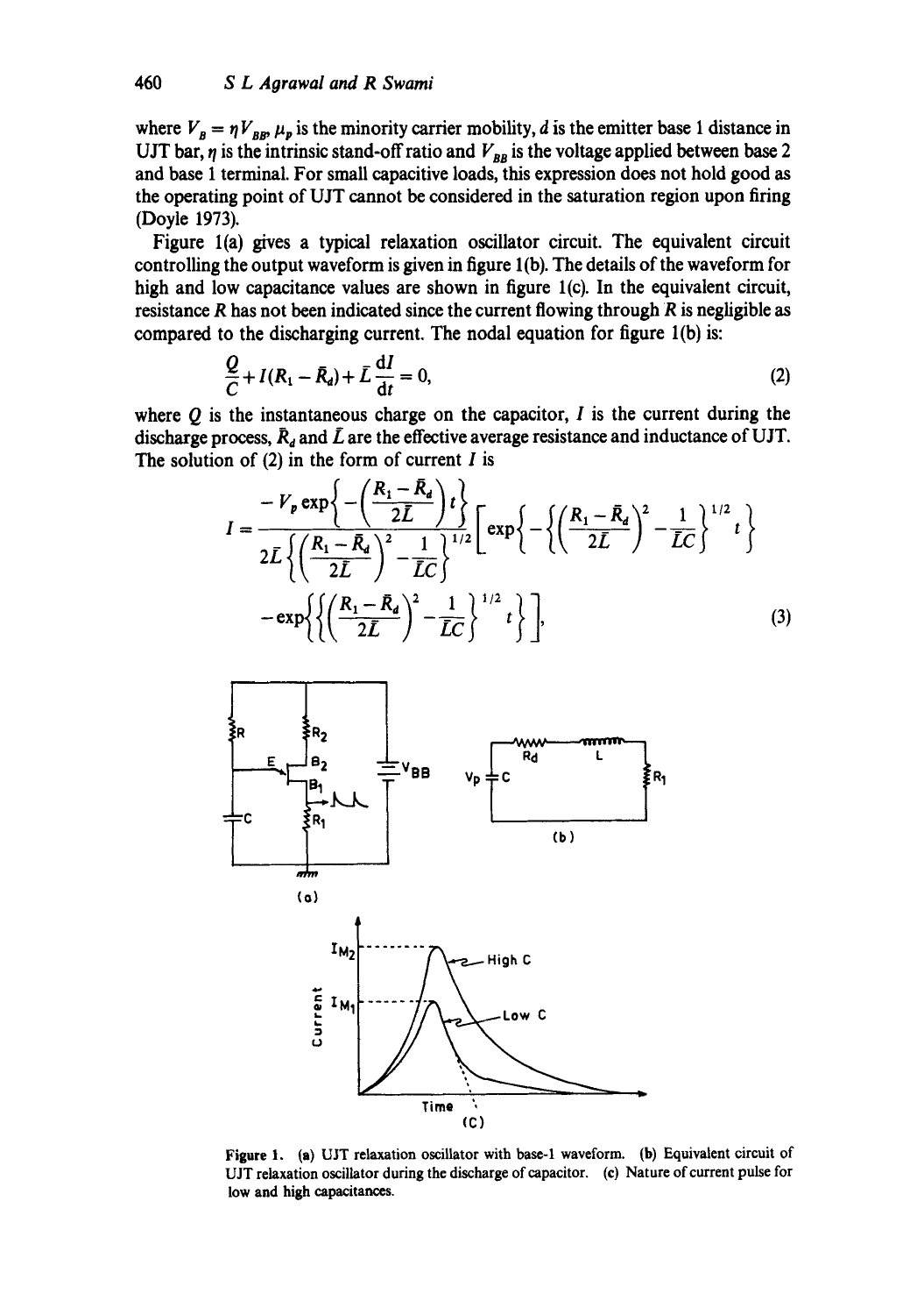where $V_B = \eta V_{BB}$, $\mu_p$ is the minority carrier mobility, $d$ is the emitter base 1 distance in UJT bar, $\eta$ is the intrinsic stand-off ratio and $V_{BB}$ is the voltage applied between base 2 and base 1 terminal. For small capacitive loads, this expression does not hold good as the operating point of UJT cannot be considered in the saturation region upon firing (Doyle 1973).

Figure 1(a) gives a typical relaxation oscillator circuit. The equivalent circuit controlling the output waveform is given in figure 1(b). The details of the waveform for high and low capacitance values are shown in figure 1(c). In the equivalent circuit, resistance $R$ has not been indicated since the current flowing through $R$ is negligible as compared to the discharging current. The nodal equation for figure 1(b) is:

$$\frac{Q}{C} + I(R_1 - \bar{R}_d) + \bar{L}\frac{\mathrm{d}I}{\mathrm{d}t} = 0, \tag{2}$$

where $Q$ is the instantaneous charge on the capacitor, $I$ is the current during the discharge process, $\bar{R}_d$ and $\bar{L}$ are the effective average resistance and inductance of UJT. The solution of (2) in the form of current $I$ is

$$I = \frac{-V_p \exp\left\{-\left(\frac{R_1 - \bar{R}_d}{2\bar{L}}\right)t\right\}}{2\bar{L}\left\{\left(\frac{R_1 - \bar{R}_d}{2\bar{L}}\right)^2 - \frac{1}{\bar{L}C}\right\}^{1/2}} \left[\exp\left\{-\left\{\left(\frac{R_1 - \bar{R}_d}{2\bar{L}}\right)^2 - \frac{1}{\bar{L}C}\right\}^{1/2} t\right\} - \exp\left\{\left\{\left(\frac{R_1 - \bar{R}_d}{2\bar{L}}\right)^2 - \frac{1}{\bar{L}C}\right\}^{1/2} t\right\}\right], \tag{3}$$

**Figure 1.** (a) UJT relaxation oscillator with base-1 waveform. (b) Equivalent circuit of UJT relaxation oscillator during the discharge of capacitor. (c) Nature of current pulse for low and high capacitances.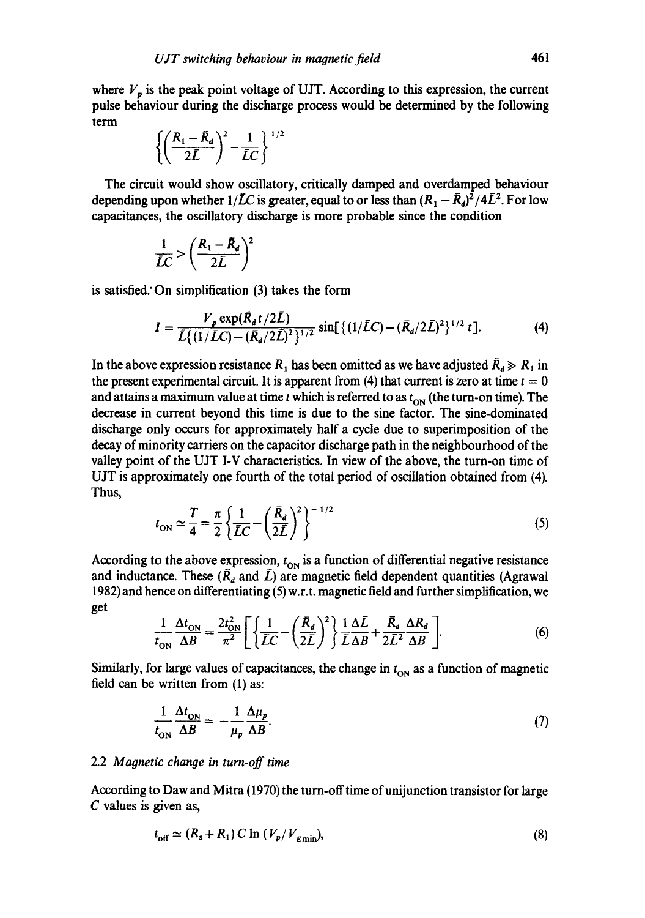where $V_p$ is the peak point voltage of UJT. According to this expression, the current pulse behaviour during the discharge process would be determined by the following term

$$\left\{\left(\frac{R_1 - \bar{R}_d}{2\bar{L}}\right)^2 - \frac{1}{\bar{L}C}\right\}^{1/2}$$

The circuit would show oscillatory, critically damped and overdamped behaviour depending upon whether $1/\bar{L}C$ is greater, equal to or less than $(R_1 - \bar{R}_d)^2/4\bar{L}^2$. For low capacitances, the oscillatory discharge is more probable since the condition

$$\frac{1}{\bar{L}C} > \left(\frac{R_1 - \bar{R}_d}{2\bar{L}}\right)^2$$

is satisfied. On simplification (3) takes the form

$$I = \frac{V_p \exp(\bar{R}_d t/2\bar{L})}{\bar{L}\{(1/\bar{L}C) - (\bar{R}_d/2\bar{L})^2\}^{1/2}} \sin[\{(1/\bar{L}C) - (\bar{R}_d/2\bar{L})^2\}^{1/2} t]. \tag{4}$$

In the above expression resistance $R_1$ has been omitted as we have adjusted $\bar{R}_d \gg R_1$ in the present experimental circuit. It is apparent from (4) that current is zero at time $t = 0$ and attains a maximum value at time $t$ which is referred to as $t_{\text{ON}}$ (the turn-on time). The decrease in current beyond this time is due to the sine factor. The sine-dominated discharge only occurs for approximately half a cycle due to superimposition of the decay of minority carriers on the capacitor discharge path in the neighbourhood of the valley point of the UJT I-V characteristics. In view of the above, the turn-on time of UJT is approximately one fourth of the total period of oscillation obtained from (4). Thus,

$$t_{\text{ON}} \simeq \frac{T}{4} = \frac{\pi}{2}\left\{\frac{1}{\bar{L}C} - \left(\frac{\bar{R}_d}{2\bar{L}}\right)^2\right\}^{-1/2} \tag{5}$$

According to the above expression, $t_{\text{ON}}$ is a function of differential negative resistance and inductance. These ($\bar{R}_d$ and $\bar{L}$) are magnetic field dependent quantities (Agrawal 1982) and hence on differentiating (5) w.r.t. magnetic field and further simplification, we get

$$\frac{1}{t_{\text{ON}}}\frac{\Delta t_{\text{ON}}}{\Delta B} = \frac{2t_{\text{ON}}^2}{\pi^2}\left[\left\{\frac{1}{\bar{L}C} - \left(\frac{\bar{R}_d}{2\bar{L}}\right)^2\right\}\frac{1}{\bar{L}}\frac{\Delta \bar{L}}{\Delta B} + \frac{\bar{R}_d}{2\bar{L}^2}\frac{\Delta R_d}{\Delta B}\right]. \tag{6}$$

Similarly, for large values of capacitances, the change in $t_{\text{ON}}$ as a function of magnetic field can be written from (1) as:

$$\frac{1}{t_{\text{ON}}}\frac{\Delta t_{\text{ON}}}{\Delta B} \simeq -\frac{1}{\mu_p}\frac{\Delta \mu_p}{\Delta B}. \tag{7}$$

### 2.2 *Magnetic change in turn-off time*

According to Daw and Mitra (1970) the turn-off time of unijunction transistor for large $C$ values is given as,

$$t_{\text{off}} \simeq (R_s + R_1) C \ln (V_p/V_{E\min}), \tag{8}$$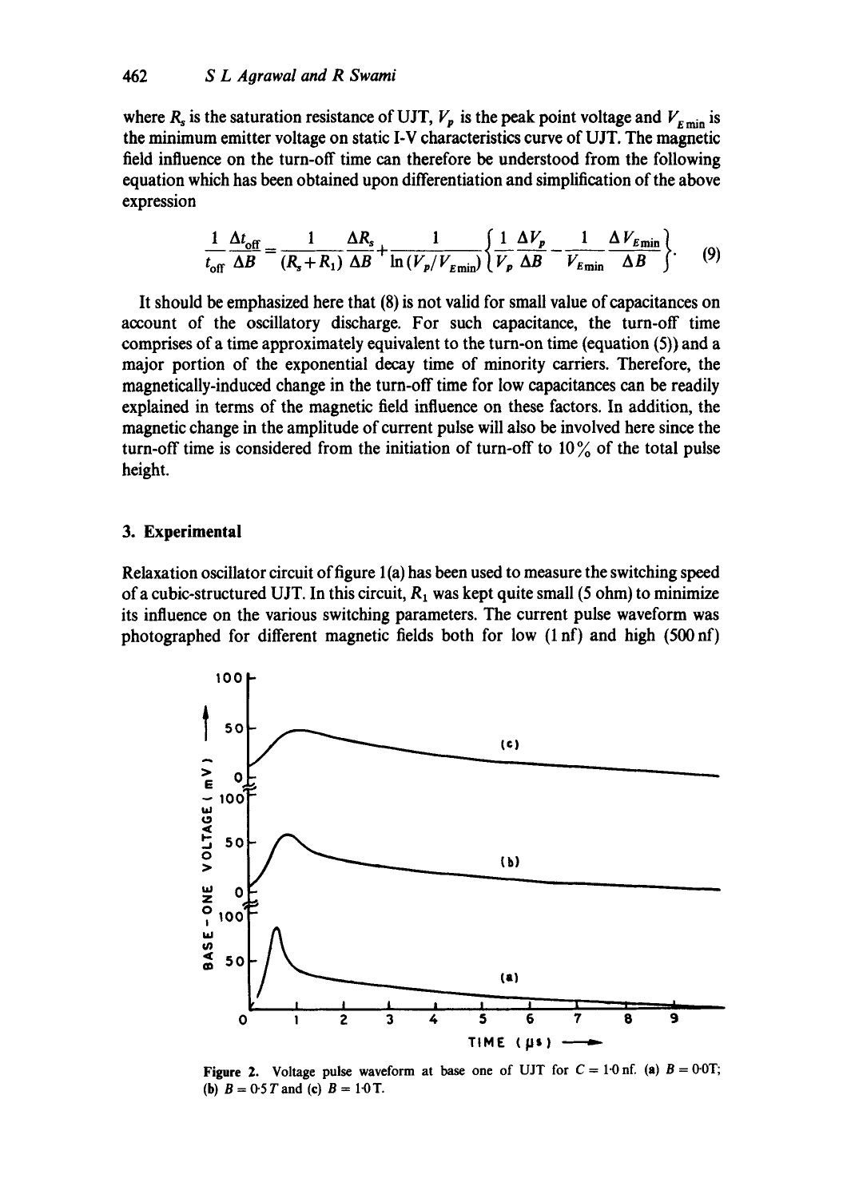where $R_s$ is the saturation resistance of UJT, $V_p$ is the peak point voltage and $V_{E\min}$ is the minimum emitter voltage on static I-V characteristics curve of UJT. The magnetic field influence on the turn-off time can therefore be understood from the following equation which has been obtained upon differentiation and simplification of the above expression

$$\frac{1}{t_{\text{off}}}\frac{\Delta t_{\text{off}}}{\Delta B} = \frac{1}{(R_s+R_1)}\frac{\Delta R_s}{\Delta B} + \frac{1}{\ln(V_p/V_{E\min})}\left\{\frac{1}{V_p}\frac{\Delta V_p}{\Delta B} - \frac{1}{V_{E\min}}\frac{\Delta V_{E\min}}{\Delta B}\right\}. \tag{9}$$

It should be emphasized here that (8) is not valid for small value of capacitances on account of the oscillatory discharge. For such capacitance, the turn-off time comprises of a time approximately equivalent to the turn-on time (equation (5)) and a major portion of the exponential decay time of minority carriers. Therefore, the magnetically-induced change in the turn-off time for low capacitances can be readily explained in terms of the magnetic field influence on these factors. In addition, the magnetic change in the amplitude of current pulse will also be involved here since the turn-off time is considered from the initiation of turn-off to 10% of the total pulse height.

## 3. Experimental

Relaxation oscillator circuit of figure 1(a) has been used to measure the switching speed of a cubic-structured UJT. In this circuit, $R_1$ was kept quite small (5 ohm) to minimize its influence on the various switching parameters. The current pulse waveform was photographed for different magnetic fields both for low (1 nf) and high (500 nf)

Figure 2. Voltage pulse waveform at base one of UJT for $C = 1{\cdot}0$ nf. (a) $B = 0{\cdot}0$T; (b) $B = 0{\cdot}5\,T$ and (c) $B = 1{\cdot}0$ T.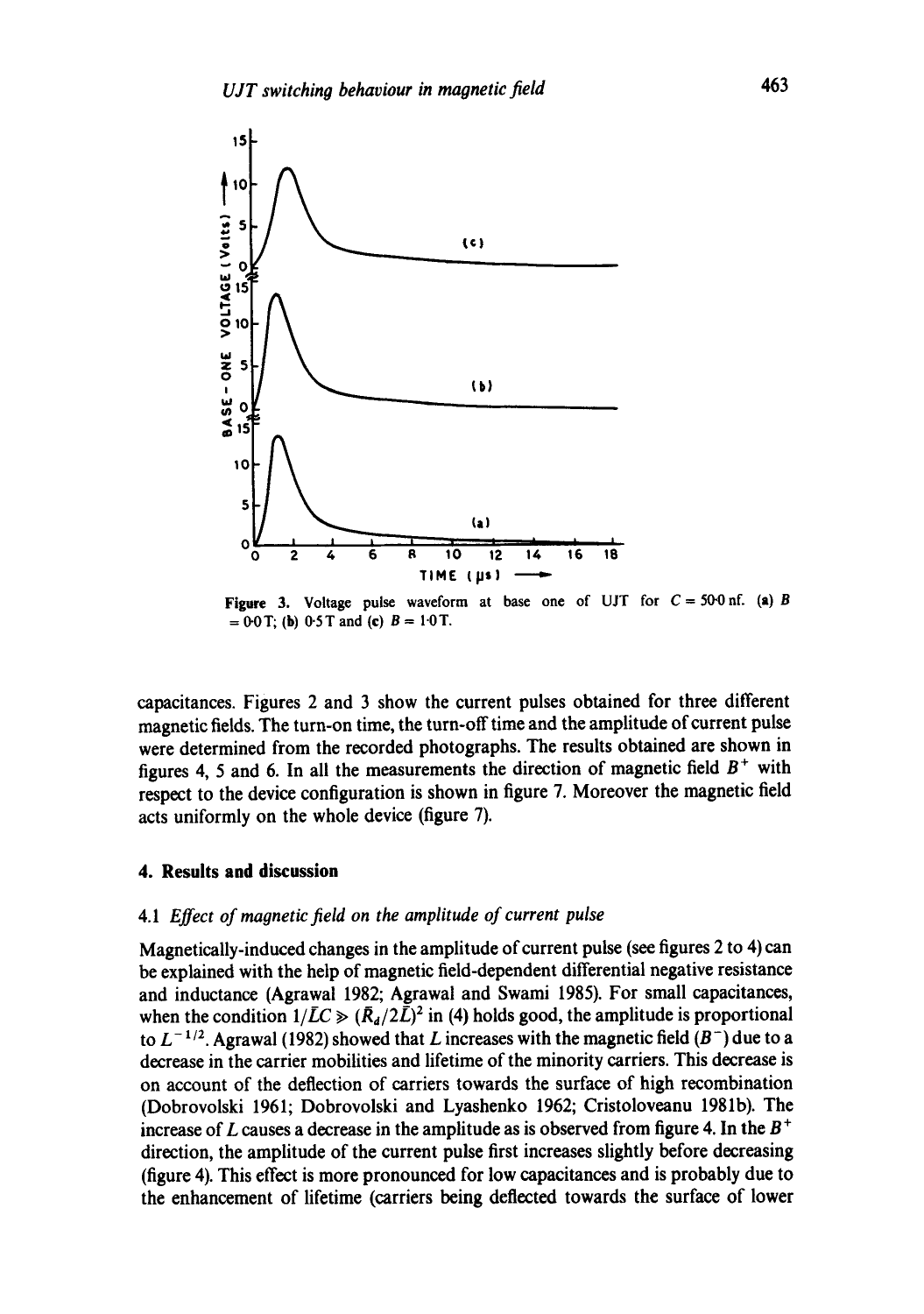Figure 3. Voltage pulse waveform at base one of UJT for $C = 50{\cdot}0$ nf. (a) $B = 0{\cdot}0$ T; (b) $0{\cdot}5$ T and (c) $B = 1{\cdot}0$ T.

capacitances. Figures 2 and 3 show the current pulses obtained for three different magnetic fields. The turn-on time, the turn-off time and the amplitude of current pulse were determined from the recorded photographs. The results obtained are shown in figures 4, 5 and 6. In all the measurements the direction of magnetic field $B^+$ with respect to the device configuration is shown in figure 7. Moreover the magnetic field acts uniformly on the whole device (figure 7).

## 4. Results and discussion

### 4.1 *Effect of magnetic field on the amplitude of current pulse*

Magnetically-induced changes in the amplitude of current pulse (see figures 2 to 4) can be explained with the help of magnetic field-dependent differential negative resistance and inductance (Agrawal 1982; Agrawal and Swami 1985). For small capacitances, when the condition $1/\bar{L}C \gg (\bar{R}_d/2\bar{L})^2$ in (4) holds good, the amplitude is proportional to $L^{-1/2}$. Agrawal (1982) showed that $L$ increases with the magnetic field ($B^-$) due to a decrease in the carrier mobilities and lifetime of the minority carriers. This decrease is on account of the deflection of carriers towards the surface of high recombination (Dobrovolski 1961; Dobrovolski and Lyashenko 1962; Cristoloveanu 1981b). The increase of $L$ causes a decrease in the amplitude as is observed from figure 4. In the $B^+$ direction, the amplitude of the current pulse first increases slightly before decreasing (figure 4). This effect is more pronounced for low capacitances and is probably due to the enhancement of lifetime (carriers being deflected towards the surface of lower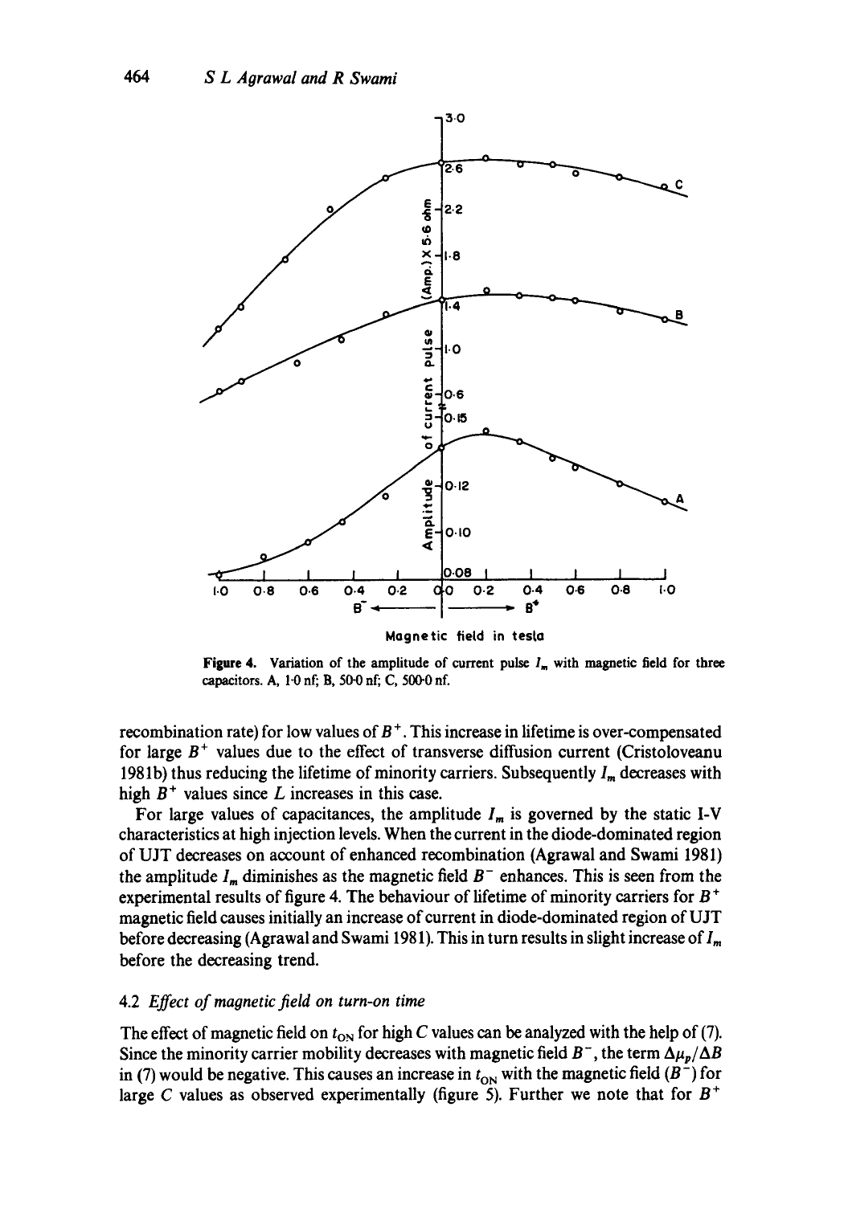**Figure 4.** Variation of the amplitude of current pulse $I_m$ with magnetic field for three capacitors. A, 1·0 nf; B, 50·0 nf; C, 500·0 nf.

recombination rate) for low values of $B^+$. This increase in lifetime is over-compensated for large $B^+$ values due to the effect of transverse diffusion current (Cristoloveanu 1981b) thus reducing the lifetime of minority carriers. Subsequently $I_m$ decreases with high $B^+$ values since $L$ increases in this case.

For large values of capacitances, the amplitude $I_m$ is governed by the static I-V characteristics at high injection levels. When the current in the diode-dominated region of UJT decreases on account of enhanced recombination (Agrawal and Swami 1981) the amplitude $I_m$ diminishes as the magnetic field $B^-$ enhances. This is seen from the experimental results of figure 4. The behaviour of lifetime of minority carriers for $B^+$ magnetic field causes initially an increase of current in diode-dominated region of UJT before decreasing (Agrawal and Swami 1981). This in turn results in slight increase of $I_m$ before the decreasing trend.

### 4.2 *Effect of magnetic field on turn-on time*

The effect of magnetic field on $t_{ON}$ for high $C$ values can be analyzed with the help of (7). Since the minority carrier mobility decreases with magnetic field $B^-$, the term $\Delta\mu_p/\Delta B$ in (7) would be negative. This causes an increase in $t_{ON}$ with the magnetic field ($B^-$) for large $C$ values as observed experimentally (figure 5). Further we note that for $B^+$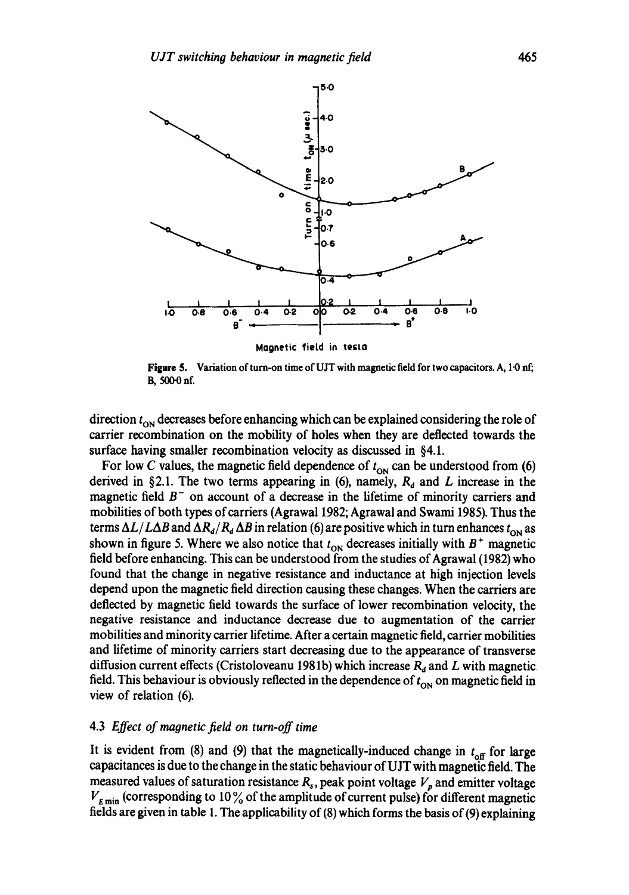Figure 5. Variation of turn-on time of UJT with magnetic field for two capacitors. A, 1·0 nf; B, 500·0 nf.

direction $t_{ON}$ decreases before enhancing which can be explained considering the role of carrier recombination on the mobility of holes when they are deflected towards the surface having smaller recombination velocity as discussed in §4.1.

For low $C$ values, the magnetic field dependence of $t_{ON}$ can be understood from (6) derived in §2.1. The two terms appearing in (6), namely, $R_d$ and $L$ increase in the magnetic field $B^-$ on account of a decrease in the lifetime of minority carriers and mobilities of both types of carriers (Agrawal 1982; Agrawal and Swami 1985). Thus the terms $\Delta L/L\Delta B$ and $\Delta R_d/R_d\,\Delta B$ in relation (6) are positive which in turn enhances $t_{ON}$ as shown in figure 5. Where we also notice that $t_{ON}$ decreases initially with $B^+$ magnetic field before enhancing. This can be understood from the studies of Agrawal (1982) who found that the change in negative resistance and inductance at high injection levels depend upon the magnetic field direction causing these changes. When the carriers are deflected by magnetic field towards the surface of lower recombination velocity, the negative resistance and inductance decrease due to augmentation of the carrier mobilities and minority carrier lifetime. After a certain magnetic field, carrier mobilities and lifetime of minority carriers start decreasing due to the appearance of transverse diffusion current effects (Cristoloveanu 1981b) which increase $R_d$ and $L$ with magnetic field. This behaviour is obviously reflected in the dependence of $t_{ON}$ on magnetic field in view of relation (6).

### 4.3 *Effect of magnetic field on turn-off time*

It is evident from (8) and (9) that the magnetically-induced change in $t_{off}$ for large capacitances is due to the change in the static behaviour of UJT with magnetic field. The measured values of saturation resistance $R_s$, peak point voltage $V_p$ and emitter voltage $V_{E\,min}$ (corresponding to 10 % of the amplitude of current pulse) for different magnetic fields are given in table 1. The applicability of (8) which forms the basis of (9) explaining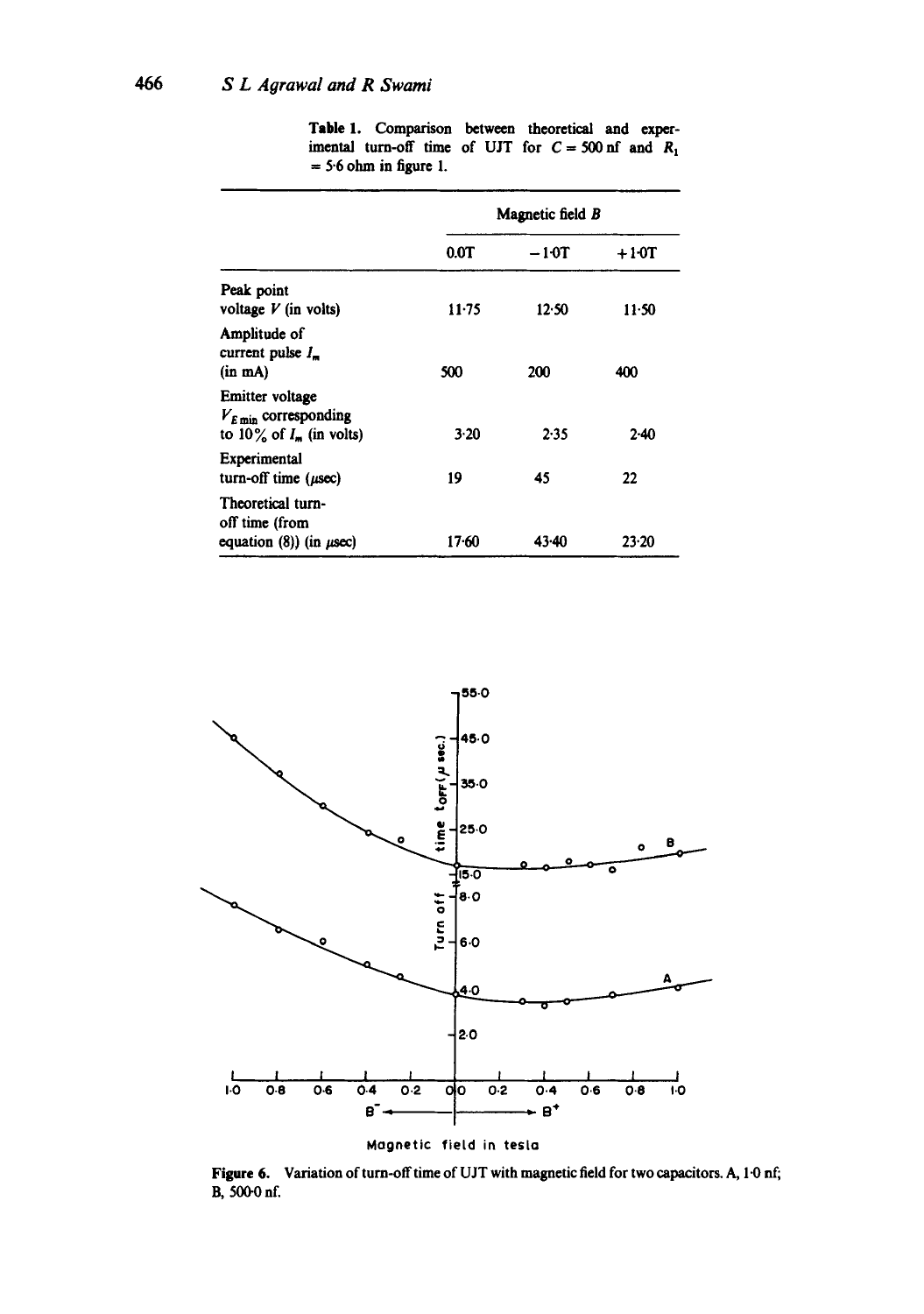**Table 1.** Comparison between theoretical and experimental turn-off time of UJT for $C = 500$ nf and $R_1 = 5{\cdot}6$ ohm in figure 1.

| | Magnetic field $B$ | | |
|---|---|---|---|
| | 0.0T | −1·0T | +1·0T |
| Peak point voltage $V$ (in volts) | 11·75 | 12·50 | 11·50 |
| Amplitude of current pulse $I_m$ (in mA) | 500 | 200 | 400 |
| Emitter voltage $V_{E\,min}$ corresponding to 10% of $I_m$ (in volts) | 3·20 | 2·35 | 2·40 |
| Experimental turn-off time ($\mu$sec) | 19 | 45 | 22 |
| Theoretical turn-off time (from equation (8)) (in $\mu$sec) | 17·60 | 43·40 | 23·20 |

**Figure 6.** Variation of turn-off time of UJT with magnetic field for two capacitors. A, 1·0 nf; B, 500·0 nf.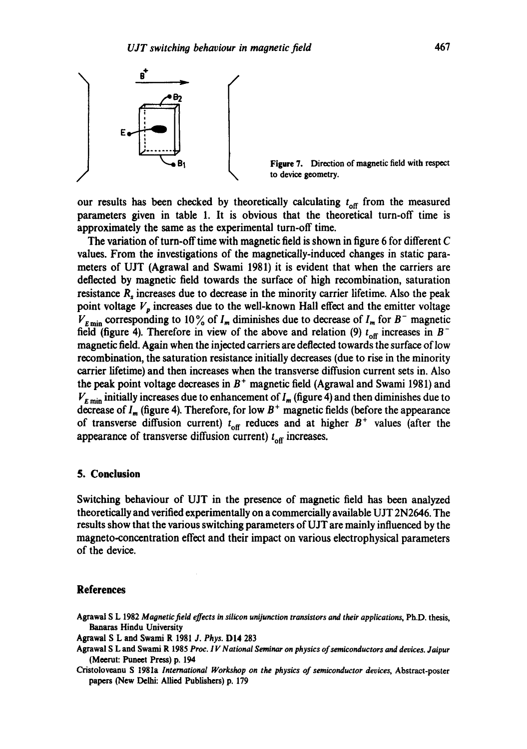Figure 7. Direction of magnetic field with respect to device geometry.

our results has been checked by theoretically calculating $t_{off}$ from the measured parameters given in table 1. It is obvious that the theoretical turn-off time is approximately the same as the experimental turn-off time.

The variation of turn-off time with magnetic field is shown in figure 6 for different $C$ values. From the investigations of the magnetically-induced changes in static parameters of UJT (Agrawal and Swami 1981) it is evident that when the carriers are deflected by magnetic field towards the surface of high recombination, saturation resistance $R_s$ increases due to decrease in the minority carrier lifetime. Also the peak point voltage $V_p$ increases due to the well-known Hall effect and the emitter voltage $V_{E\,min}$ corresponding to 10% of $I_m$ diminishes due to decrease of $I_m$ for $B^-$ magnetic field (figure 4). Therefore in view of the above and relation (9) $t_{off}$ increases in $B^-$ magnetic field. Again when the injected carriers are deflected towards the surface of low recombination, the saturation resistance initially decreases (due to rise in the minority carrier lifetime) and then increases when the transverse diffusion current sets in. Also the peak point voltage decreases in $B^+$ magnetic field (Agrawal and Swami 1981) and $V_{E\,min}$ initially increases due to enhancement of $I_m$ (figure 4) and then diminishes due to decrease of $I_m$ (figure 4). Therefore, for low $B^+$ magnetic fields (before the appearance of transverse diffusion current) $t_{off}$ reduces and at higher $B^+$ values (after the appearance of transverse diffusion current) $t_{off}$ increases.

## 5. Conclusion

Switching behaviour of UJT in the presence of magnetic field has been analyzed theoretically and verified experimentally on a commercially available UJT 2N2646. The results show that the various switching parameters of UJT are mainly influenced by the magneto-concentration effect and their impact on various electrophysical parameters of the device.

## References

Agrawal S L 1982 *Magnetic field effects in silicon unijunction transistors and their applications*, Ph.D. thesis, Banaras Hindu University

Agrawal S L and Swami R 1981 *J. Phys.* **D14** 283

Agrawal S L and Swami R 1985 *Proc. IV National Seminar on physics of semiconductors and devices. Jaipur* (Meerut: Puneet Press) p. 194

Cristoloveanu S 1981a *International Workshop on the physics of semiconductor devices*, Abstract-poster papers (New Delhi: Allied Publishers) p. 179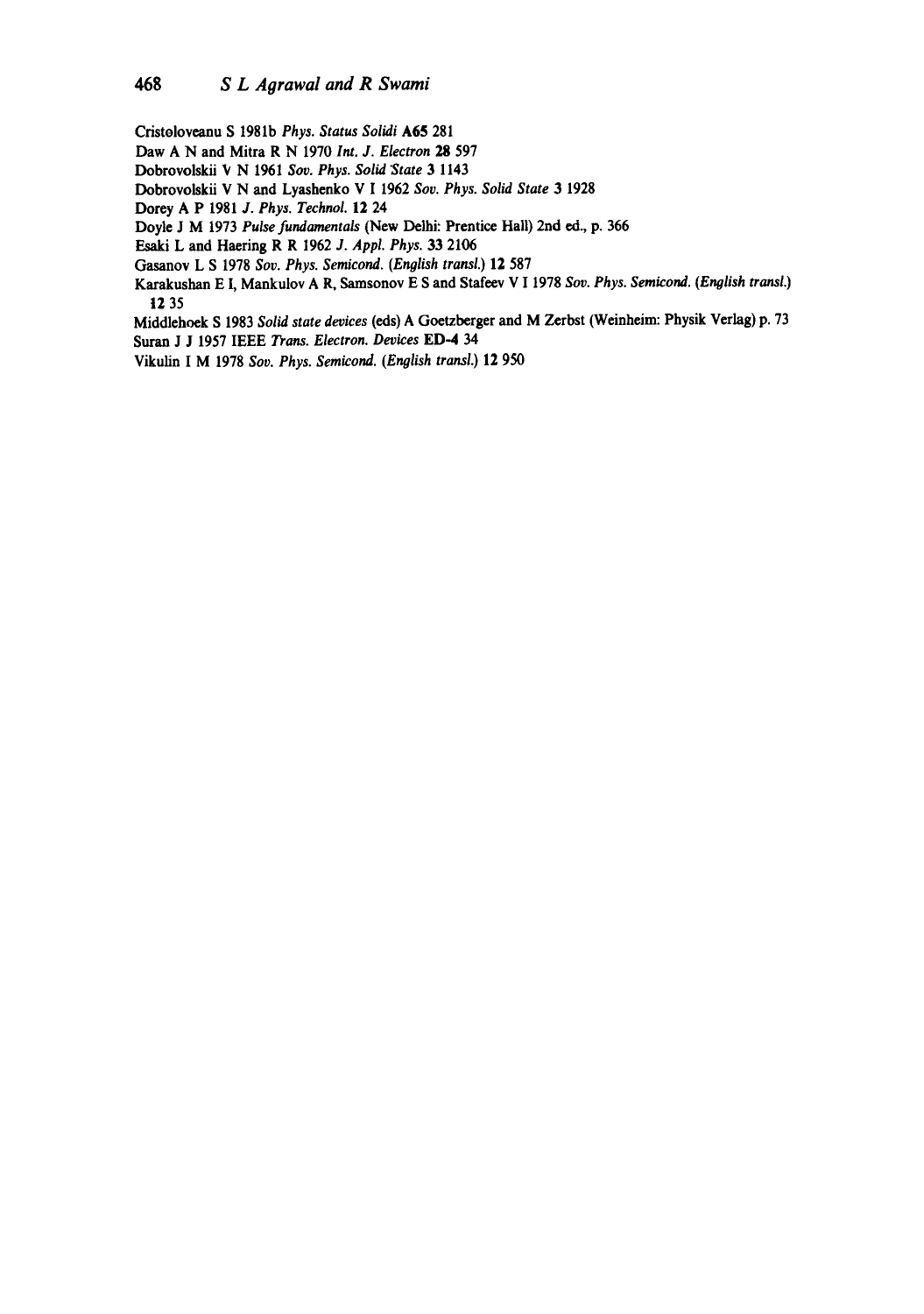Cristoloveanu S 1981b *Phys. Status Solidi* **A65** 281

Daw A N and Mitra R N 1970 *Int. J. Electron* **28** 597

Dobrovolskii V N 1961 *Sov. Phys. Solid State* **3** 1143

Dobrovolskii V N and Lyashenko V I 1962 *Sov. Phys. Solid State* **3** 1928

Dorey A P 1981 *J. Phys. Technol.* **12** 24

Doyle J M 1973 *Pulse fundamentals* (New Delhi: Prentice Hall) 2nd ed., p. 366

Esaki L and Haering R R 1962 *J. Appl. Phys.* **33** 2106

Gasanov L S 1978 *Sov. Phys. Semicond. (English transl.)* **12** 587

Karakushan E I, Mankulov A R, Samsonov E S and Stafeev V I 1978 *Sov. Phys. Semicond. (English transl.)* **12** 35

Middlehoek S 1983 *Solid state devices* (eds) A Goetzberger and M Zerbst (Weinheim: Physik Verlag) p. 73

Suran J J 1957 IEEE *Trans. Electron. Devices* **ED-4** 34

Vikulin I M 1978 *Sov. Phys. Semicond. (English transl.)* **12** 950